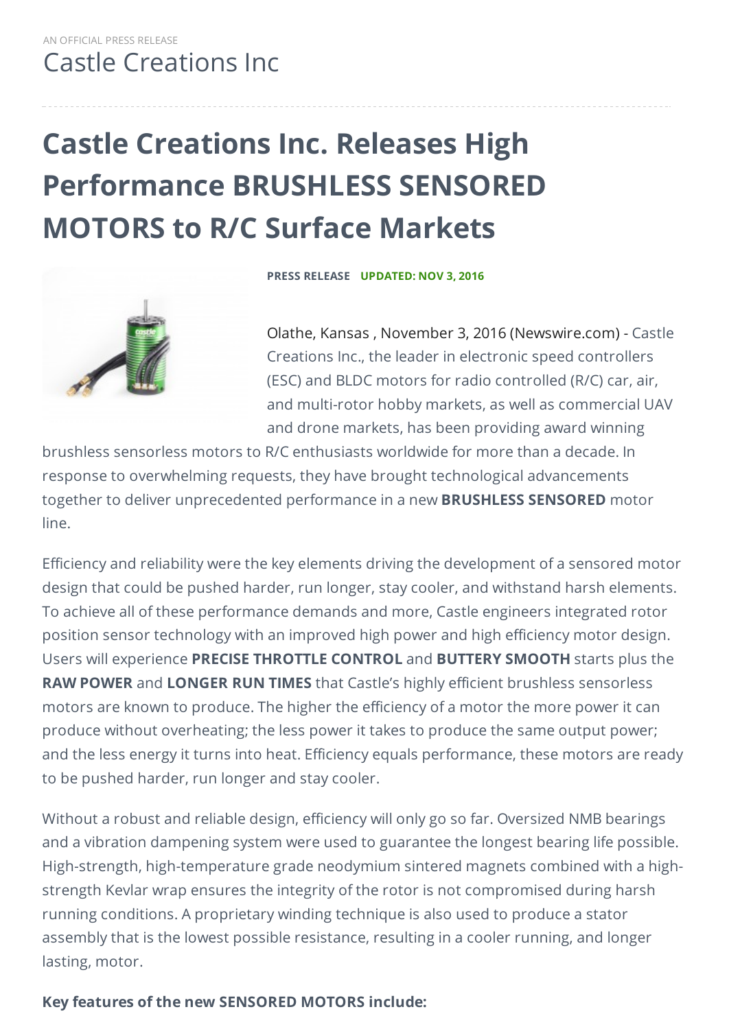AN OFFICIAL PRESS RELEASE

Castle Creations Inc

# Castle Creations Inc. Releases High Performance BRUSHLESS SENSORED MOTORS to R/C Surface Markets

**PRESS RELEASE** **UPDATED: NOV 3, 2016**

Olathe, Kansas , November 3, 2016 (Newswire.com) - Castle Creations Inc., the leader in electronic speed controllers (ESC) and BLDC motors for radio controlled (R/C) car, air, and multi-rotor hobby markets, as well as commercial UAV and drone markets, has been providing award winning brushless sensorless motors to R/C enthusiasts worldwide for more than a decade. In response to overwhelming requests, they have brought technological advancements together to deliver unprecedented performance in a new **BRUSHLESS SENSORED** motor line.

Efficiency and reliability were the key elements driving the development of a sensored motor design that could be pushed harder, run longer, stay cooler, and withstand harsh elements. To achieve all of these performance demands and more, Castle engineers integrated rotor position sensor technology with an improved high power and high efficiency motor design. Users will experience **PRECISE THROTTLE CONTROL** and **BUTTERY SMOOTH** starts plus the **RAW POWER** and **LONGER RUN TIMES** that Castle's highly efficient brushless sensorless motors are known to produce. The higher the efficiency of a motor the more power it can produce without overheating; the less power it takes to produce the same output power; and the less energy it turns into heat. Efficiency equals performance, these motors are ready to be pushed harder, run longer and stay cooler.

Without a robust and reliable design, efficiency will only go so far. Oversized NMB bearings and a vibration dampening system were used to guarantee the longest bearing life possible. High-strength, high-temperature grade neodymium sintered magnets combined with a high-strength Kevlar wrap ensures the integrity of the rotor is not compromised during harsh running conditions. A proprietary winding technique is also used to produce a stator assembly that is the lowest possible resistance, resulting in a cooler running, and longer lasting, motor.

**Key features of the new SENSORED MOTORS include:**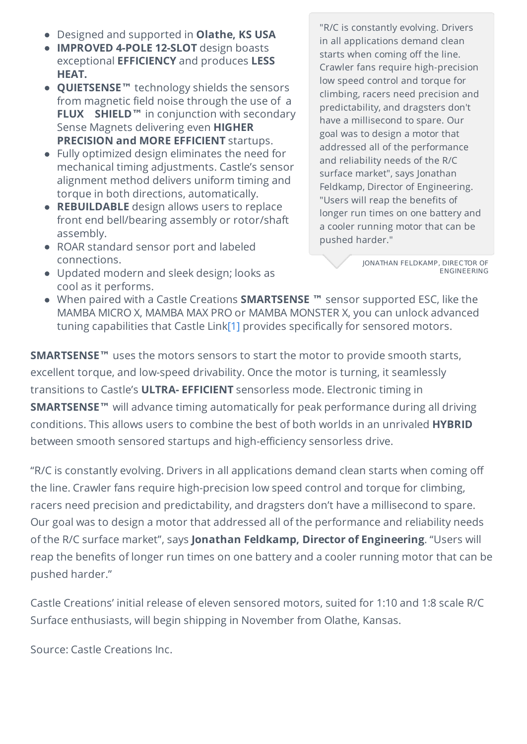- Designed and supported in **Olathe, KS USA**
- **IMPROVED 4-POLE 12-SLOT** design boasts exceptional **EFFICIENCY** and produces **LESS HEAT.**
- **QUIETSENSE™** technology shields the sensors from magnetic field noise through the use of a **FLUX SHIELD™** in conjunction with secondary Sense Magnets delivering even **HIGHER PRECISION and MORE EFFICIENT** startups.
- Fully optimized design eliminates the need for mechanical timing adjustments. Castle's sensor alignment method delivers uniform timing and torque in both directions, automatically.
- **REBUILDABLE** design allows users to replace front end bell/bearing assembly or rotor/shaft assembly.
- ROAR standard sensor port and labeled connections.
- Updated modern and sleek design; looks as cool as it performs.
- When paired with a Castle Creations **SMARTSENSE ™** sensor supported ESC, like the MAMBA MICRO X, MAMBA MAX PRO or MAMBA MONSTER X, you can unlock advanced tuning capabilities that Castle Link[1] provides specifically for sensored motors.

> "R/C is constantly evolving. Drivers in all applications demand clean starts when coming off the line. Crawler fans require high-precision low speed control and torque for climbing, racers need precision and predictability, and dragsters don't have a millisecond to spare. Our goal was to design a motor that addressed all of the performance and reliability needs of the R/C surface market", says Jonathan Feldkamp, Director of Engineering. "Users will reap the benefits of longer run times on one battery and a cooler running motor that can be pushed harder."
>
> JONATHAN FELDKAMP, DIRECTOR OF ENGINEERING

**SMARTSENSE™** uses the motors sensors to start the motor to provide smooth starts, excellent torque, and low-speed drivability. Once the motor is turning, it seamlessly transitions to Castle's **ULTRA- EFFICIENT** sensorless mode. Electronic timing in **SMARTSENSE™** will advance timing automatically for peak performance during all driving conditions. This allows users to combine the best of both worlds in an unrivaled **HYBRID** between smooth sensored startups and high-efficiency sensorless drive.

"R/C is constantly evolving. Drivers in all applications demand clean starts when coming off the line. Crawler fans require high-precision low speed control and torque for climbing, racers need precision and predictability, and dragsters don't have a millisecond to spare. Our goal was to design a motor that addressed all of the performance and reliability needs of the R/C surface market", says **Jonathan Feldkamp, Director of Engineering**. "Users will reap the benefits of longer run times on one battery and a cooler running motor that can be pushed harder."

Castle Creations' initial release of eleven sensored motors, suited for 1:10 and 1:8 scale R/C Surface enthusiasts, will begin shipping in November from Olathe, Kansas.

Source: Castle Creations Inc.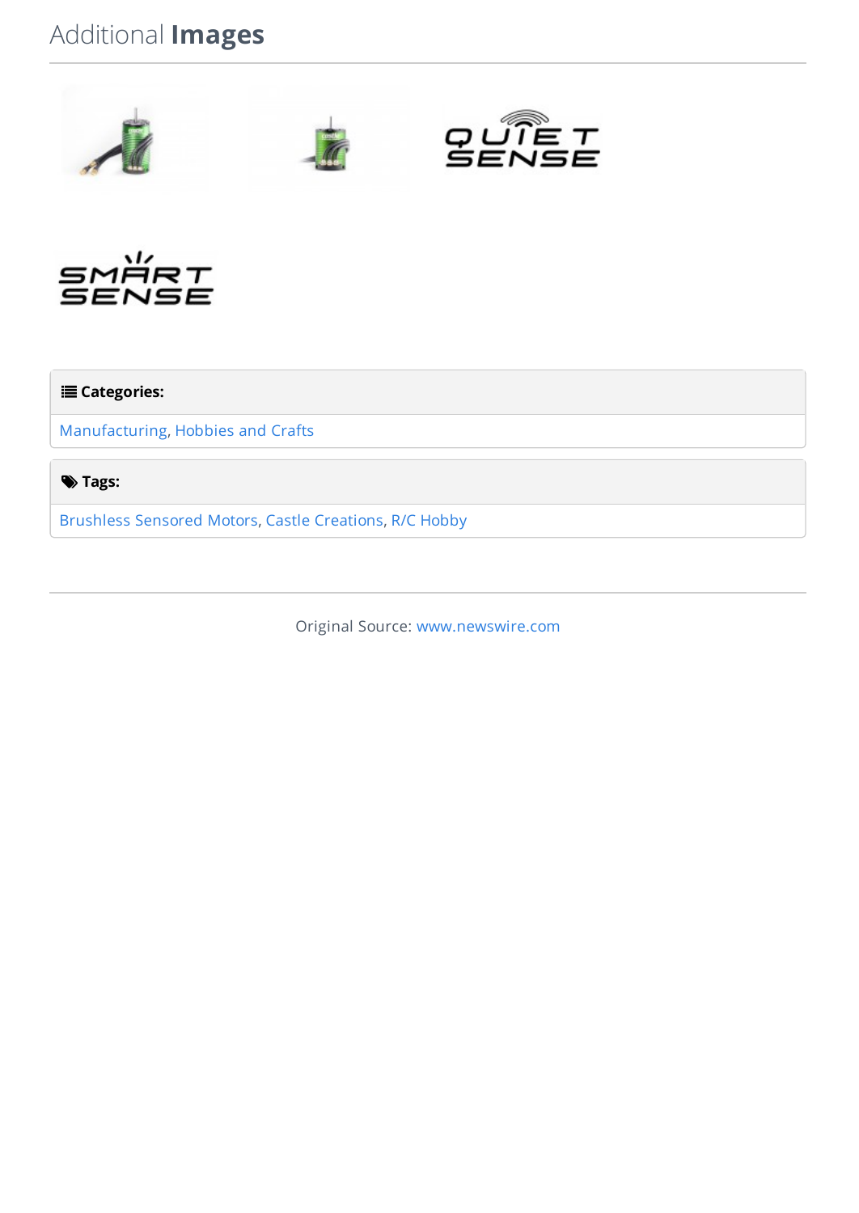## Additional Images

**Categories:**

Manufacturing, Hobbies and Crafts

**Tags:**

Brushless Sensored Motors, Castle Creations, R/C Hobby

Original Source: www.newswire.com